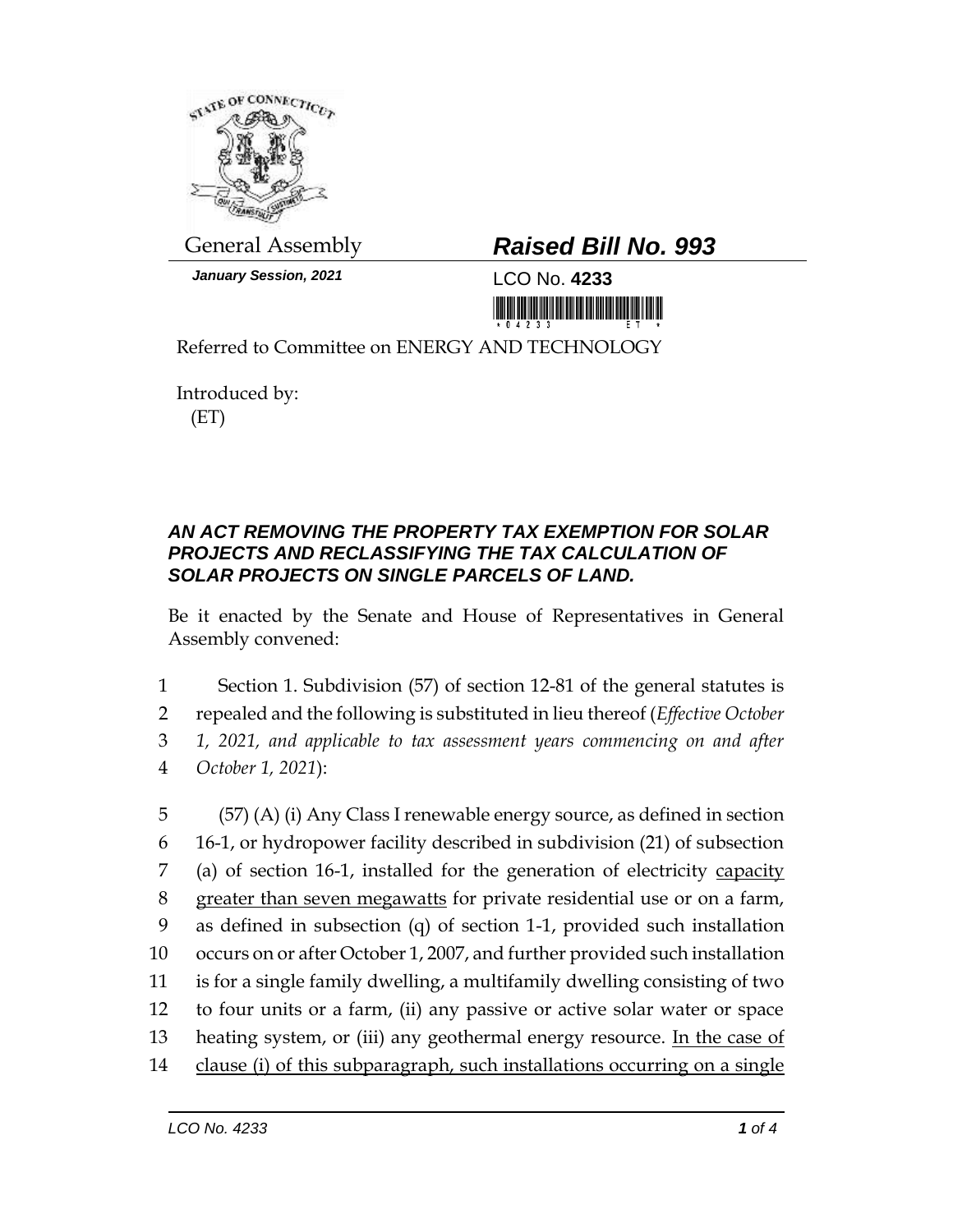General Assembly

# *Raised Bill No. 993*

***January Session, 2021***

LCO No. **4233**

Referred to Committee on ENERGY AND TECHNOLOGY

Introduced by:
(ET)

## ***AN ACT REMOVING THE PROPERTY TAX EXEMPTION FOR SOLAR PROJECTS AND RECLASSIFYING THE TAX CALCULATION OF SOLAR PROJECTS ON SINGLE PARCELS OF LAND.***

Be it enacted by the Senate and House of Representatives in General Assembly convened:

1 Section 1. Subdivision (57) of section 12-81 of the general statutes is
2 repealed and the following is substituted in lieu thereof (*Effective October*
3 *1, 2021, and applicable to tax assessment years commencing on and after*
4 *October 1, 2021*):

5 (57) (A) (i) Any Class I renewable energy source, as defined in section
6 16-1, or hydropower facility described in subdivision (21) of subsection
7 (a) of section 16-1, installed for the generation of electricity <u>capacity</u>
8 <u>greater than seven megawatts</u> for private residential use or on a farm,
9 as defined in subsection (q) of section 1-1, provided such installation
10 occurs on or after October 1, 2007, and further provided such installation
11 is for a single family dwelling, a multifamily dwelling consisting of two
12 to four units or a farm, (ii) any passive or active solar water or space
13 heating system, or (iii) any geothermal energy resource. <u>In the case of</u>
14 <u>clause (i) of this subparagraph, such installations occurring on a single</u>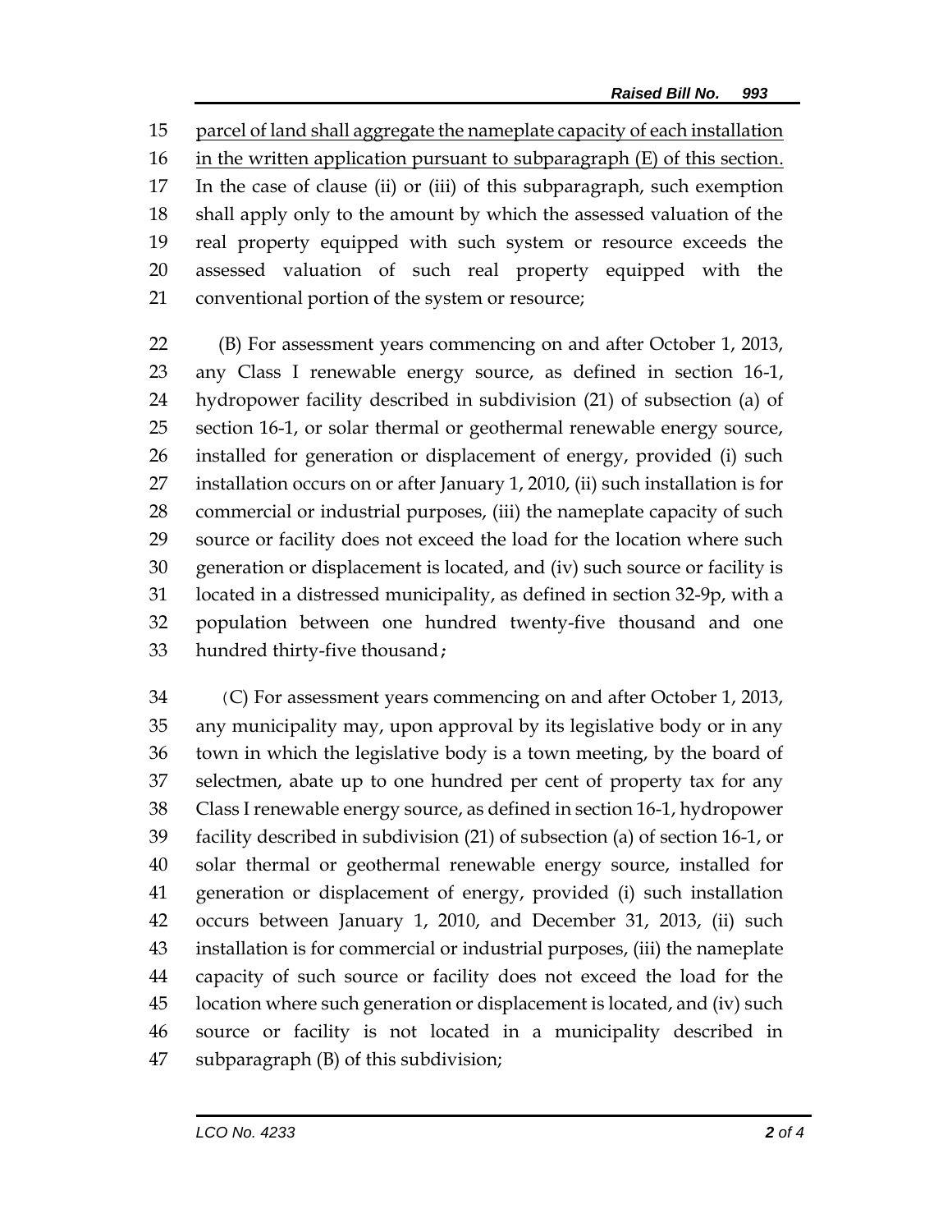parcel of land shall aggregate the nameplate capacity of each installation in the written application pursuant to subparagraph (E) of this section. In the case of clause (ii) or (iii) of this subparagraph, such exemption shall apply only to the amount by which the assessed valuation of the real property equipped with such system or resource exceeds the assessed valuation of such real property equipped with the conventional portion of the system or resource;

(B) For assessment years commencing on and after October 1, 2013, any Class I renewable energy source, as defined in section 16-1, hydropower facility described in subdivision (21) of subsection (a) of section 16-1, or solar thermal or geothermal renewable energy source, installed for generation or displacement of energy, provided (i) such installation occurs on or after January 1, 2010, (ii) such installation is for commercial or industrial purposes, (iii) the nameplate capacity of such source or facility does not exceed the load for the location where such generation or displacement is located, and (iv) such source or facility is located in a distressed municipality, as defined in section 32-9p, with a population between one hundred twenty-five thousand and one hundred thirty-five thousand;

(C) For assessment years commencing on and after October 1, 2013, any municipality may, upon approval by its legislative body or in any town in which the legislative body is a town meeting, by the board of selectmen, abate up to one hundred per cent of property tax for any Class I renewable energy source, as defined in section 16-1, hydropower facility described in subdivision (21) of subsection (a) of section 16-1, or solar thermal or geothermal renewable energy source, installed for generation or displacement of energy, provided (i) such installation occurs between January 1, 2010, and December 31, 2013, (ii) such installation is for commercial or industrial purposes, (iii) the nameplate capacity of such source or facility does not exceed the load for the location where such generation or displacement is located, and (iv) such source or facility is not located in a municipality described in subparagraph (B) of this subdivision;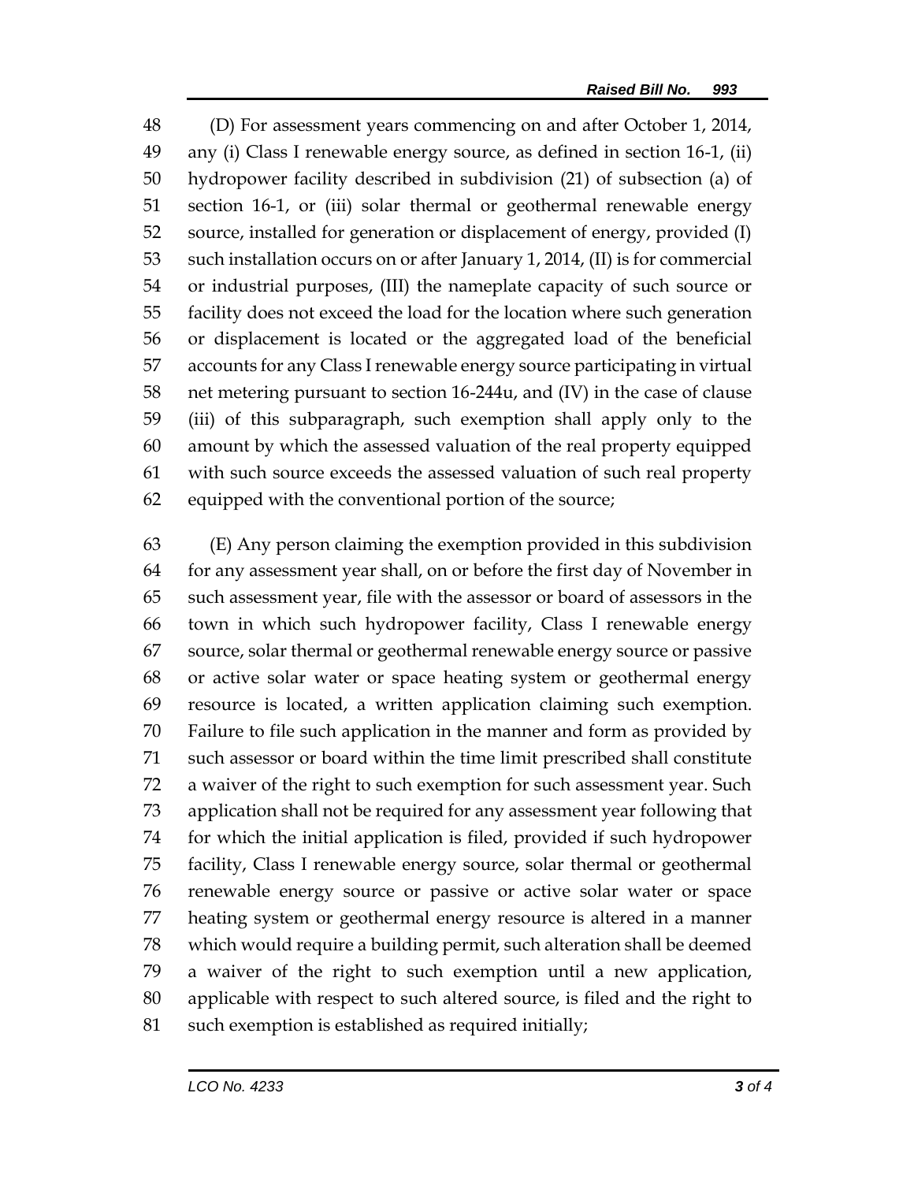(D) For assessment years commencing on and after October 1, 2014, any (i) Class I renewable energy source, as defined in section 16-1, (ii) hydropower facility described in subdivision (21) of subsection (a) of section 16-1, or (iii) solar thermal or geothermal renewable energy source, installed for generation or displacement of energy, provided (I) such installation occurs on or after January 1, 2014, (II) is for commercial or industrial purposes, (III) the nameplate capacity of such source or facility does not exceed the load for the location where such generation or displacement is located or the aggregated load of the beneficial accounts for any Class I renewable energy source participating in virtual net metering pursuant to section 16-244u, and (IV) in the case of clause (iii) of this subparagraph, such exemption shall apply only to the amount by which the assessed valuation of the real property equipped with such source exceeds the assessed valuation of such real property equipped with the conventional portion of the source;

(E) Any person claiming the exemption provided in this subdivision for any assessment year shall, on or before the first day of November in such assessment year, file with the assessor or board of assessors in the town in which such hydropower facility, Class I renewable energy source, solar thermal or geothermal renewable energy source or passive or active solar water or space heating system or geothermal energy resource is located, a written application claiming such exemption. Failure to file such application in the manner and form as provided by such assessor or board within the time limit prescribed shall constitute a waiver of the right to such exemption for such assessment year. Such application shall not be required for any assessment year following that for which the initial application is filed, provided if such hydropower facility, Class I renewable energy source, solar thermal or geothermal renewable energy source or passive or active solar water or space heating system or geothermal energy resource is altered in a manner which would require a building permit, such alteration shall be deemed a waiver of the right to such exemption until a new application, applicable with respect to such altered source, is filed and the right to such exemption is established as required initially;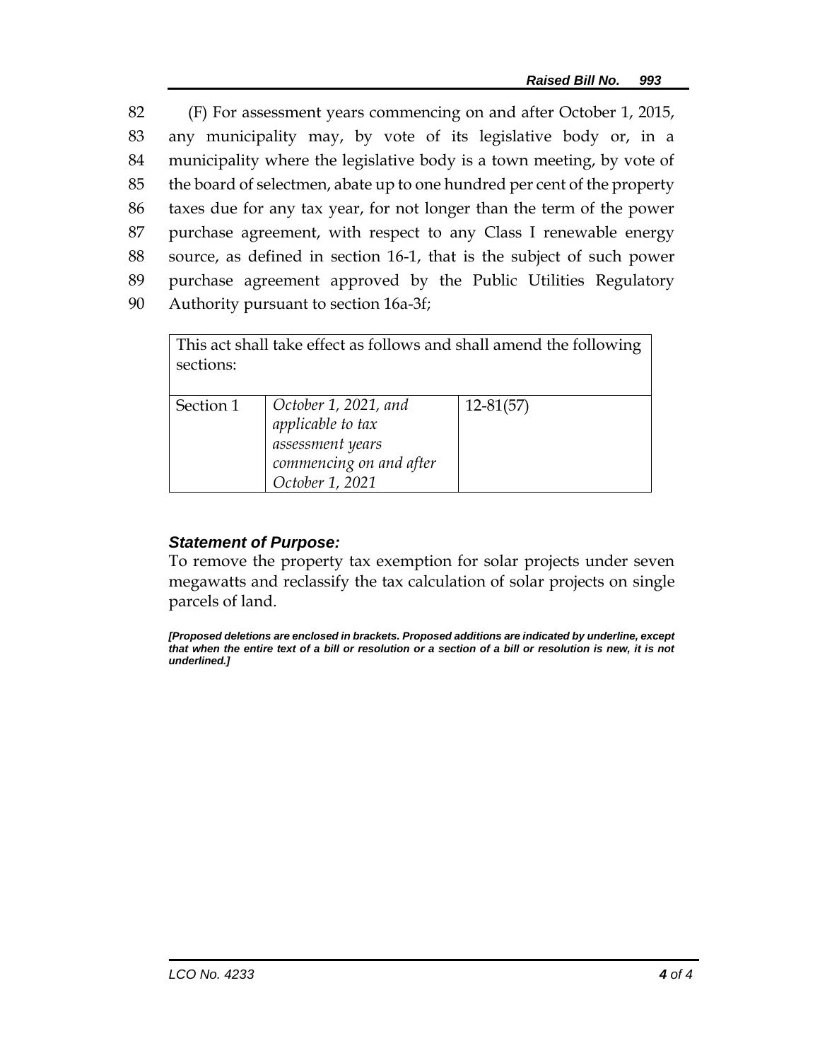82 (F) For assessment years commencing on and after October 1, 2015,
83 any municipality may, by vote of its legislative body or, in a
84 municipality where the legislative body is a town meeting, by vote of
85 the board of selectmen, abate up to one hundred per cent of the property
86 taxes due for any tax year, for not longer than the term of the power
87 purchase agreement, with respect to any Class I renewable energy
88 source, as defined in section 16-1, that is the subject of such power
89 purchase agreement approved by the Public Utilities Regulatory
90 Authority pursuant to section 16a-3f;

| This act shall take effect as follows and shall amend the following sections: | | |
|---|---|---|
| Section 1 | *October 1, 2021, and applicable to tax assessment years commencing on and after October 1, 2021* | 12-81(57) |

### *Statement of Purpose:*

To remove the property tax exemption for solar projects under seven megawatts and reclassify the tax calculation of solar projects on single parcels of land.

***[Proposed deletions are enclosed in brackets. Proposed additions are indicated by underline, except that when the entire text of a bill or resolution or a section of a bill or resolution is new, it is not underlined.]***